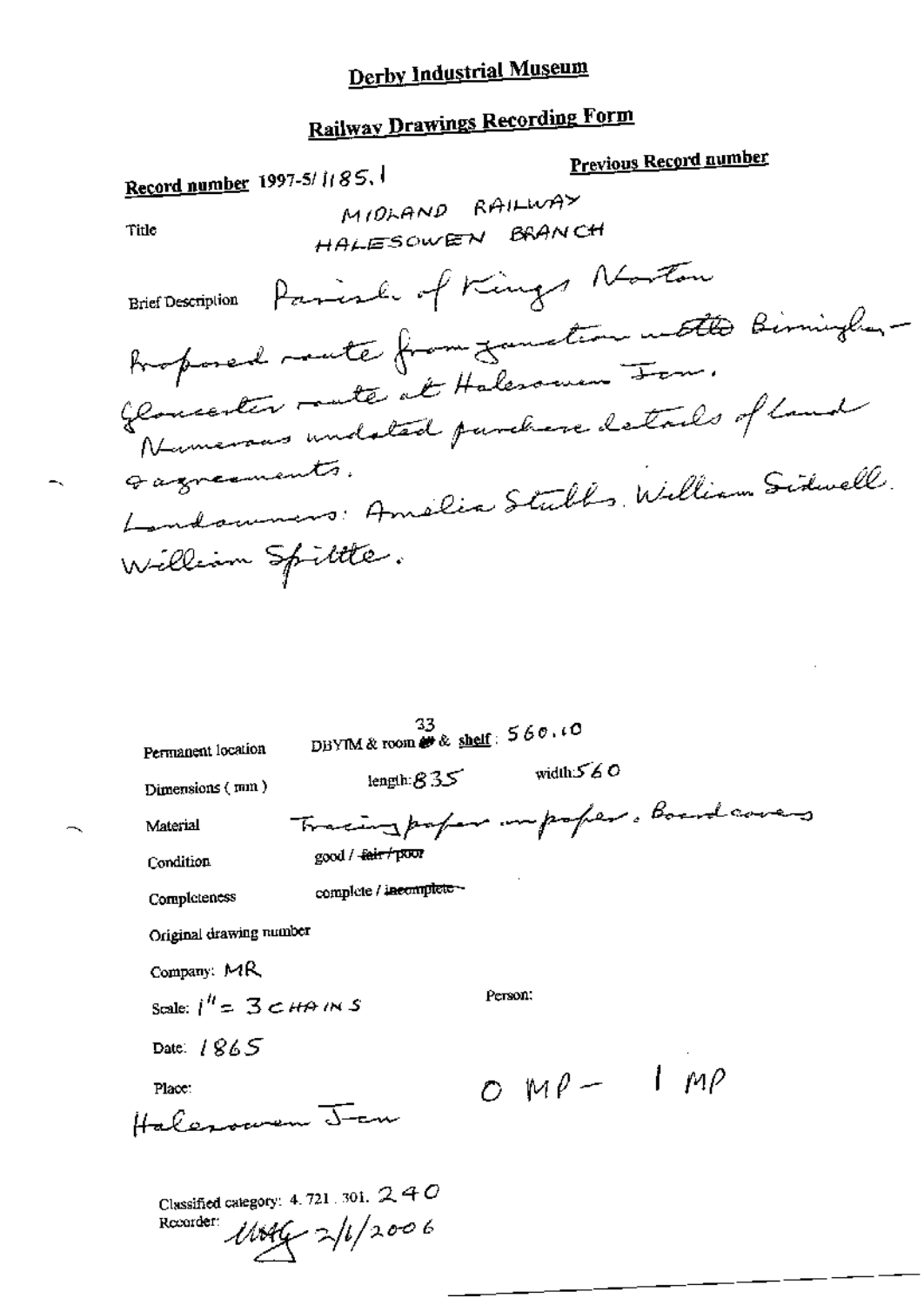# Derby Industrial Museum

## Railway Drawings Recording Form

**Record number** 1997-5/1185.1

**Previous Record number**

**Title** MIDLAND RAILWAY HALESOWEN BRANCH

**Brief Description** Parish of Kings Norton
Proposed route from junction with the Birmingham-Gloucester route at Halesowen Jcn.
Numerous undated purchase details of land & agreements.
Landowners: Amelia Stubbs. William Sidwell. William Spittle.

**Permanent location** DBYIM & room 33 & shelf: 560.10

**Dimensions (mm)** length: 835 width: 560

**Material** Tracing paper on paper. Board covers

**Condition** good / ~~fair / poor~~

**Completeness** complete / ~~incomplete~~

**Original drawing number**

**Company:** MR

**Scale:** 1" = 3 CHAINS

**Person:**

**Date:** 1865

**Place:** Halesowen Jcn

0 MP – 1 MP

**Classified category:** 4.721.301.240

**Recorder:** MAG 2/1/2006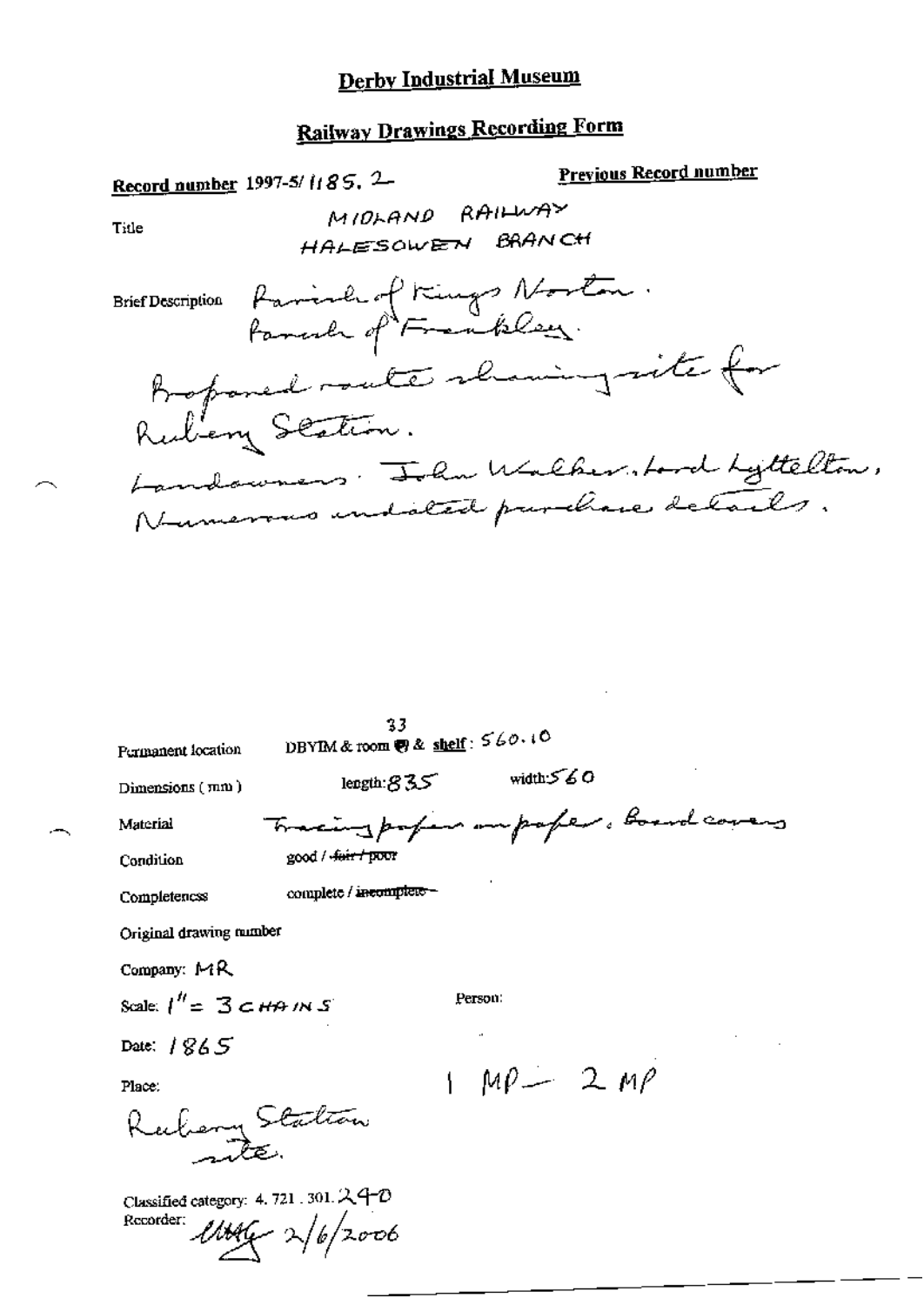# Derby Industrial Museum

## Railway Drawings Recording Form

**Record number** 1997-5/1185.2

**Previous Record number**

**Title** MIDLAND RAILWAY
HALESOWEN BRANCH

**Brief Description** Parish of Kings Norton.
Parish of Frankley.
Proposed route showing site for Rubery Station.
Landowners: John Walker, Lord Lyttelton,
Numerous undated purchase details.

**Permanent location** DBYIM & room 33 & shelf: 560.10

**Dimensions (mm)** length: 835 width: 560

**Material** Tracing paper on paper. Board covers

**Condition** good / ~~fair / poor~~

**Completeness** complete / ~~incomplete~~

**Original drawing number**

**Company:** MR

**Scale:** 1" = 3 CHAINS

**Person:**

**Date:** 1865

**Place:**
Rubery Station site.

1 MP – 2 MP

**Classified category:** 4.721.301.240

**Recorder:** [signature] 2/6/2006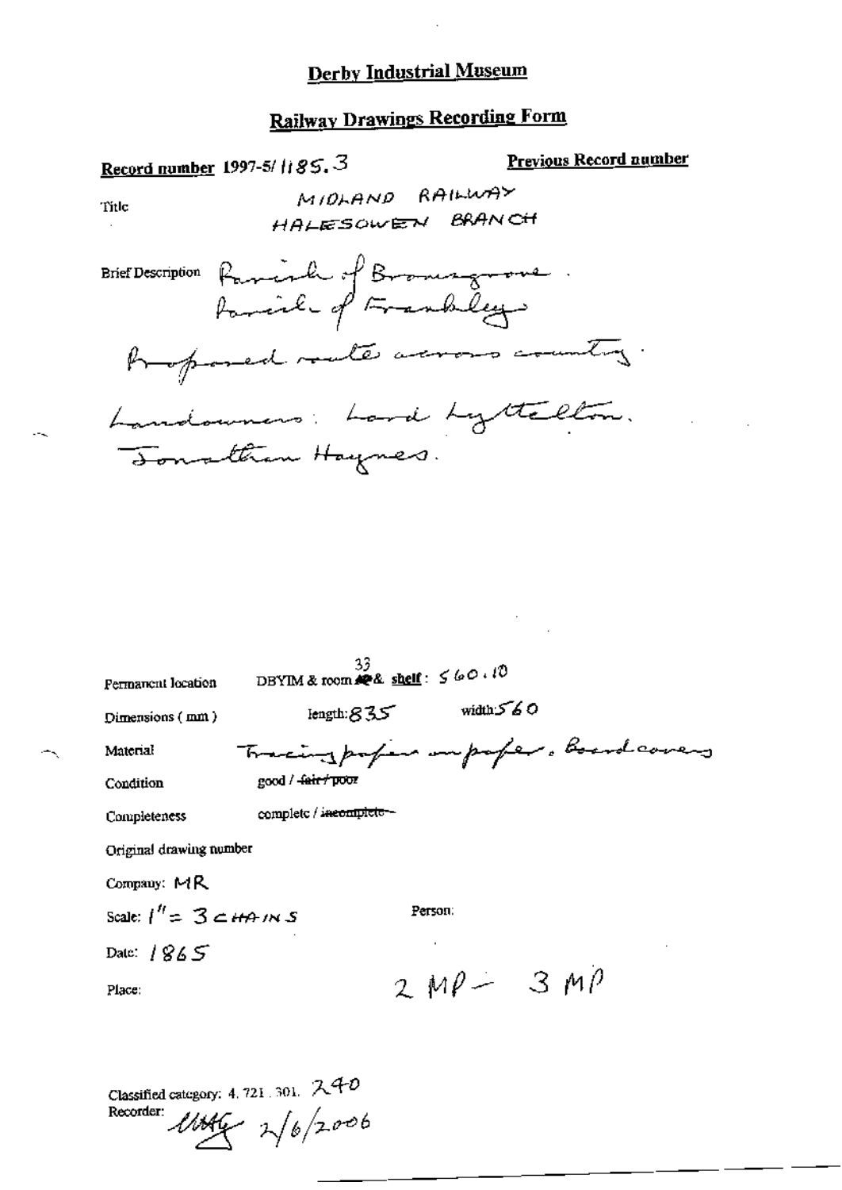# Derby Industrial Museum

## Railway Drawings Recording Form

**Record number** 1997-5/1185.3

**Previous Record number**

Title: MIDLAND RAILWAY HALESOWEN BRANCH

Brief Description: Parish of Bromsgrove. Parish of Frankley. Proposed route across country. Landowners: Lord Lyttelton. Jonathan Haynes.

Permanent location: DBYIM & room 33 & **shelf**: 560.10

Dimensions (mm): length: 835 width: 560

Material: Tracing paper on paper. Board covers

Condition: good / ~~fair / poor~~

Completeness: complete / ~~incomplete~~

Original drawing number

Company: MR

Scale: 1" = 3 CHAINS

Person:

Date: 1865

Place:

2 MP – 3 MP

Classified category: 4.721.301. 240

Recorder: [signature] 2/6/2006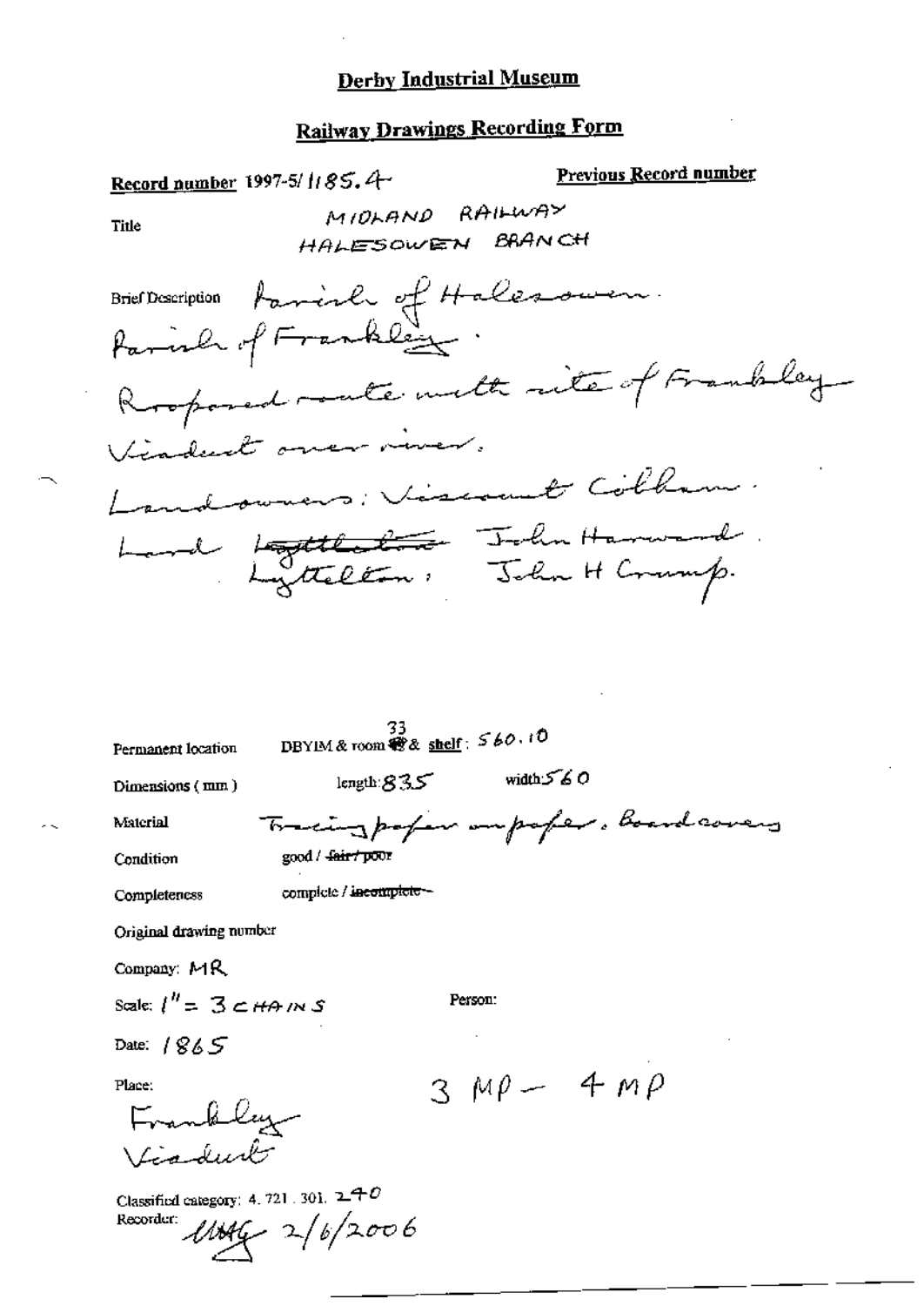# Derby Industrial Museum

## Railway Drawings Recording Form

**Record number** 1997-5/1185.4 **Previous Record number**

Title: MIDLAND RAILWAY HALESOWEN BRANCH

Brief Description: Parish of Halesowen. Parish of Frankley. Proposed route with site of Frankley Viaduct over river. Landowners: Viscount Cobham. Lord ~~Lyttelton~~ Lyttelton; John Hanward. John H Crump.

Permanent location: DBYIM & room 33 & shelf: 560.10

Dimensions (mm): length: 835 width: 560

Material: Tracing paper on paper, board covers

Condition: good / ~~fair / poor~~

Completeness: complete / ~~incomplete~~

Original drawing number

Company: MR

Scale: 1" = 3 CHAINS

Person:

Date: 1865

Place: Frankley Viaduct

3 MP – 4 MP

Classified category: 4. 721. 301. 240

Recorder: [signature] 2/6/2006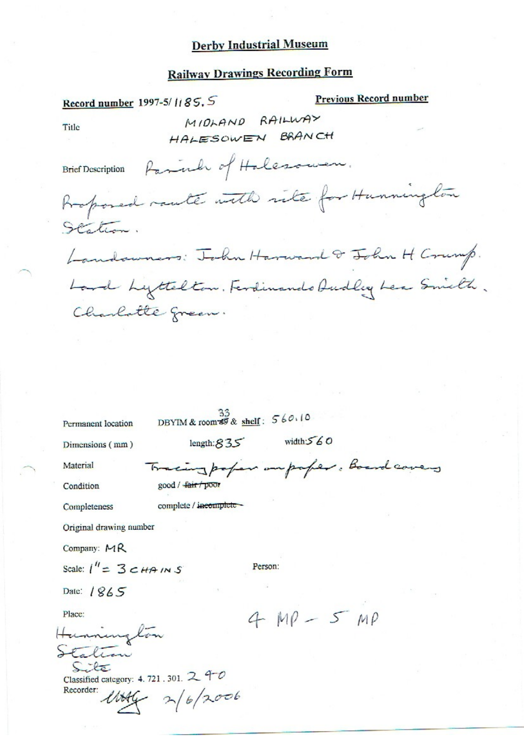# Derby Industrial Museum

## Railway Drawings Recording Form

**Record number** 1997-5/1185.5

**Previous Record number**

Title: MIDLAND RAILWAY
HALESOWEN BRANCH

Brief Description: Parish of Halesowen.
Proposed route with site for Hunnington Station.
Landowners: John Harward & John H Crump.
Lord Lyttelton. Ferdinando Dudley Lea Smith.
Charlotte Green.

Permanent location: DBYIM & room ~~49~~ 33 & **shelf**: 560.10

Dimensions (mm): length: 835 width: 560

Material: Tracing paper on paper. Board covers

Condition: good / ~~fair / poor~~

Completeness: complete / ~~incomplete~~

Original drawing number

Company: MR

Scale: 1" = 3 CHAINS

Person:

Date: 1865

Place: Hunnington Station Site

4 MP – 5 MP

Classified category: 4. 721 . 301. 2 4-0

Recorder: UHG 2/6/2006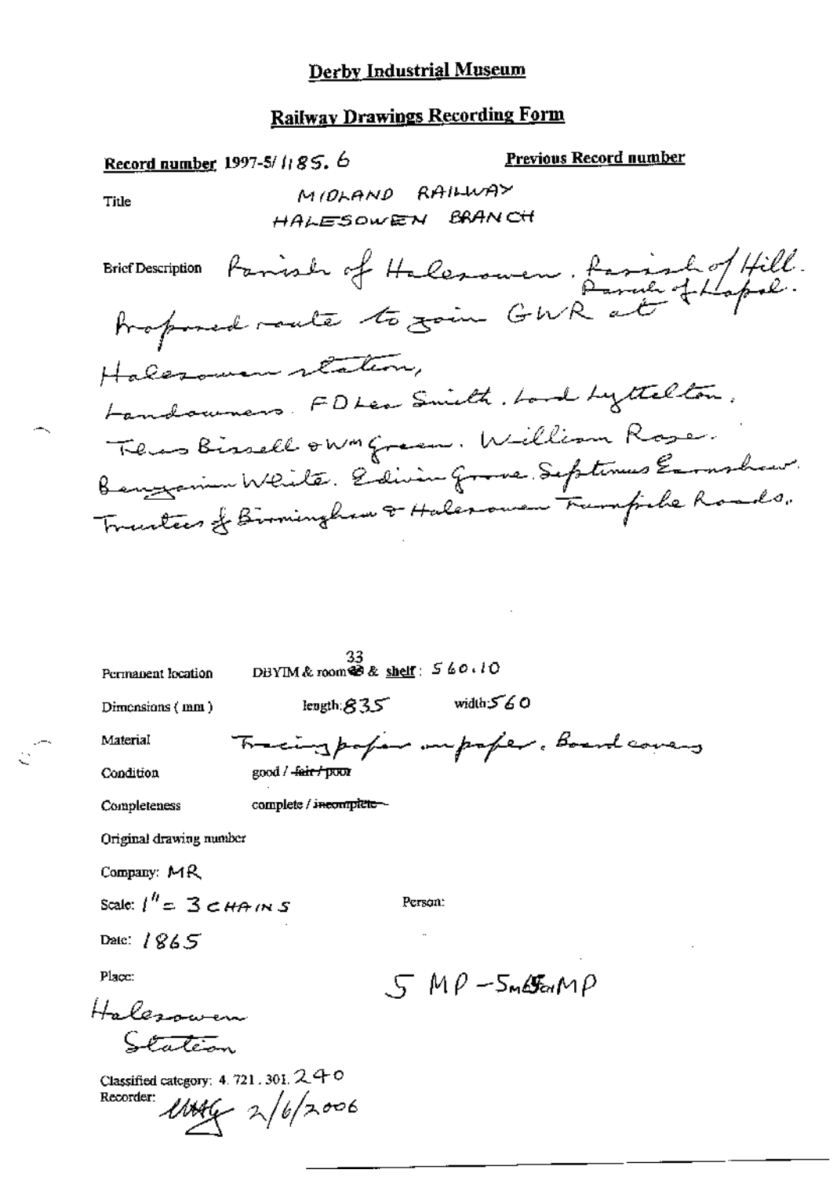# Derby Industrial Museum

## Railway Drawings Recording Form

**Record number** 1997-5/1185.6

**Previous Record number**

**Title** MIDLAND RAILWAY HALESOWEN BRANCH

**Brief Description** Parish of Halesowen. Parish of Hill. Parish of Lapal. Proposed route to join GWR at Halesowen station, Landowners. FD Lea Smith. Lord Lyttelton. Thos Bissell & Wm Green. William Rose. Benjamin White. Edwin Grove. Septimus Earnshaw. Trustees of Birmingham & Halesowen Turnpike Roads.

**Permanent location** DBYIM & room 33 & shelf: 560.10

**Dimensions (mm)** length: 835 width: 560

**Material** Tracing paper on paper. Board covers

**Condition** good / ~~fair / poor~~

**Completeness** complete / ~~incomplete~~

**Original drawing number**

**Company:** MR

**Scale:** 1" = 3 CHAINS

**Person:**

**Date:** 1865

**Place:** Halesowen Station

5 MP - 5m 65ch MP

**Classified category:** 4.721.301.240

**Recorder:** UMG 2/6/2006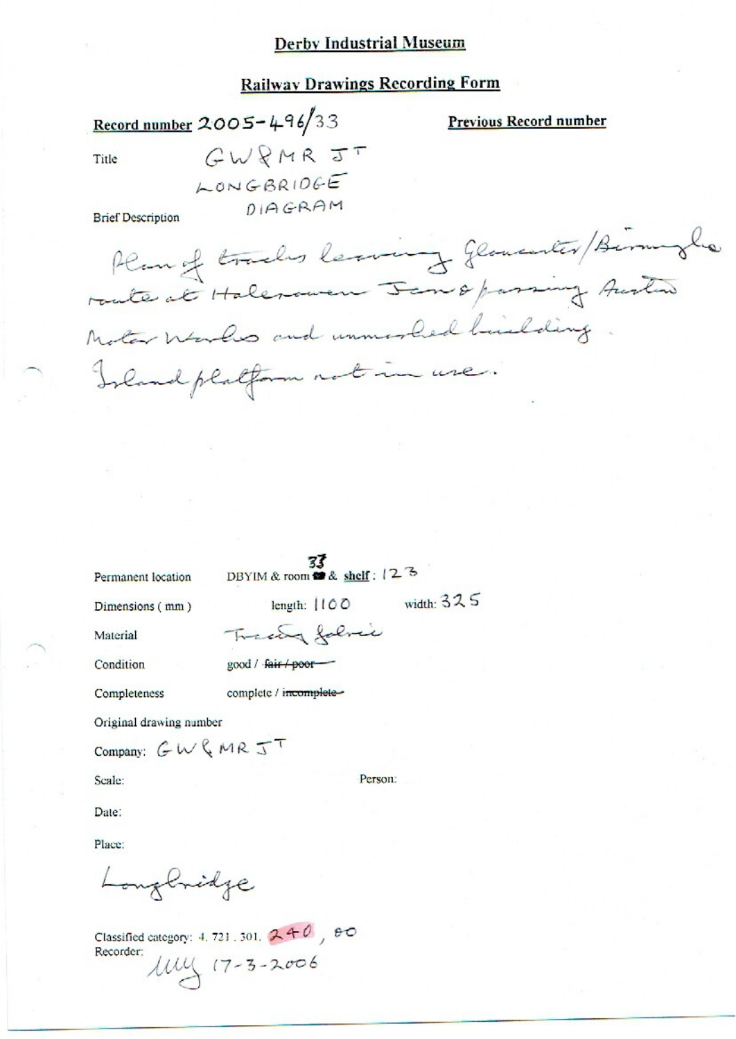# Derby Industrial Museum

## Railway Drawings Recording Form

**Record number** 2005-496/33

**Previous Record number**

Title: GW&MR JT LONGBRIDGE DIAGRAM

Brief Description

Plan of tracks leaving Gloucester/Birmingham route at Halesowen Jcn & passing Austin Motor Works and unmarked building. Island platform not in use.

Permanent location: DBYIM & room 33 & shelf: 123

Dimensions (mm): length: 1100 width: 325

Material: Tracing fabric

Condition: good / ~~fair / poor~~

Completeness: complete / ~~incomplete~~

Original drawing number

Company: GW&MR JT

Scale:

Person:

Date:

Place:

Longbridge

Classified category: 4. 721 . 301. 240 , 80

Recorder: MW 17-3-2006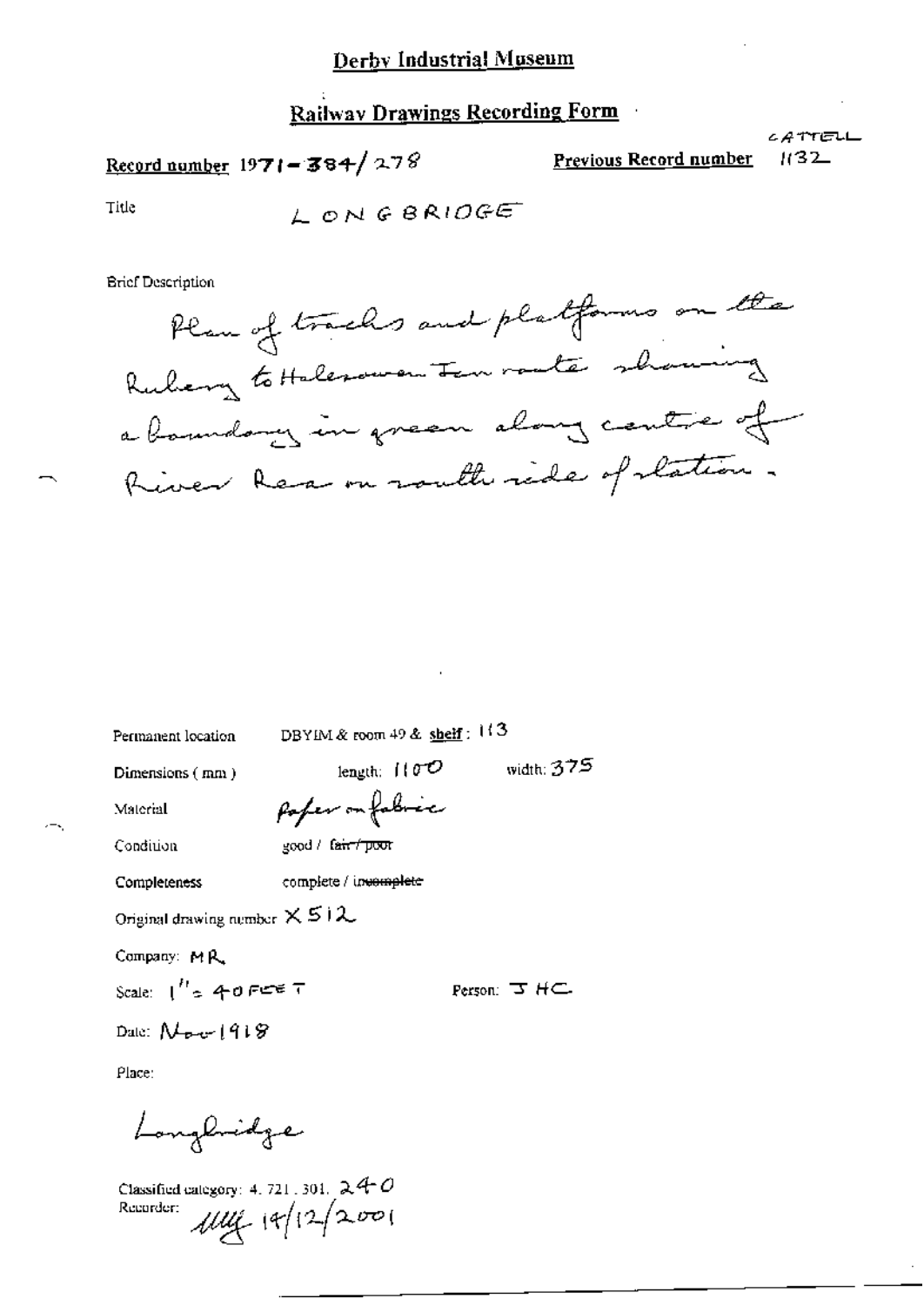# Derby Industrial Museum

## Railway Drawings Recording Form

**Record number** 1971-384/278

**Previous Record number** CATTELL 1132

Title LONGBRIDGE

Brief Description

Plan of tracks and platforms on the Rubery to Halesowen Jcn route showing a boundary in green along centre of River Rea on south side of station.

Permanent location DBYIM & room 49 & shelf: 113

Dimensions (mm) length: 1100 width: 375

Material Paper on fabric

Condition good / ~~fair / poor~~

Completeness complete / ~~incomplete~~

Original drawing number X512

Company: MR

Scale: 1" = 40 FEET

Person: JHC

Date: Nov 1918

Place:

Longbridge

Classified category: 4. 721. 301. 240

Recorder: MW 14/12/2001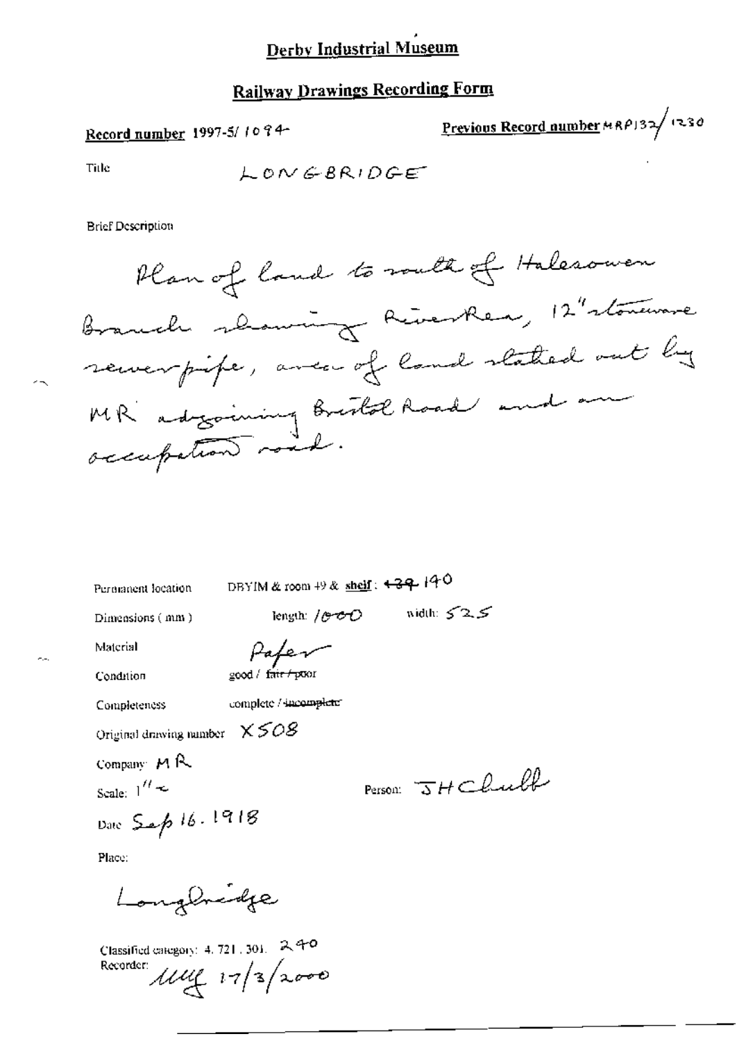# Derby Industrial Museum

## Railway Drawings Recording Form

**Record number** 1997-5/ 1094

**Previous Record number** MRP132/1230

Title LONGBRIDGE

Brief Description

Plan of land to south of Halesowen Branch showing River Rea, 12" stoneware sewer pipe, area of land staked out by MR adjoining Bristol Road and an occupation road.

Permanent location DBYIM & room 49 & **shelf**: ~~139~~ 140

Dimensions (mm) length: 1000 width: 525

Material Paper

Condition good / ~~fair / poor~~

Completeness complete / ~~incomplete~~

Original drawing number X508

Company: MR

Scale: 1" =

Person: JH Chubb

Date Sep 16. 1918

Place:

Longbridge

Classified category: 4. 721. 301. 240

Recorder: MHJ 17/3/2000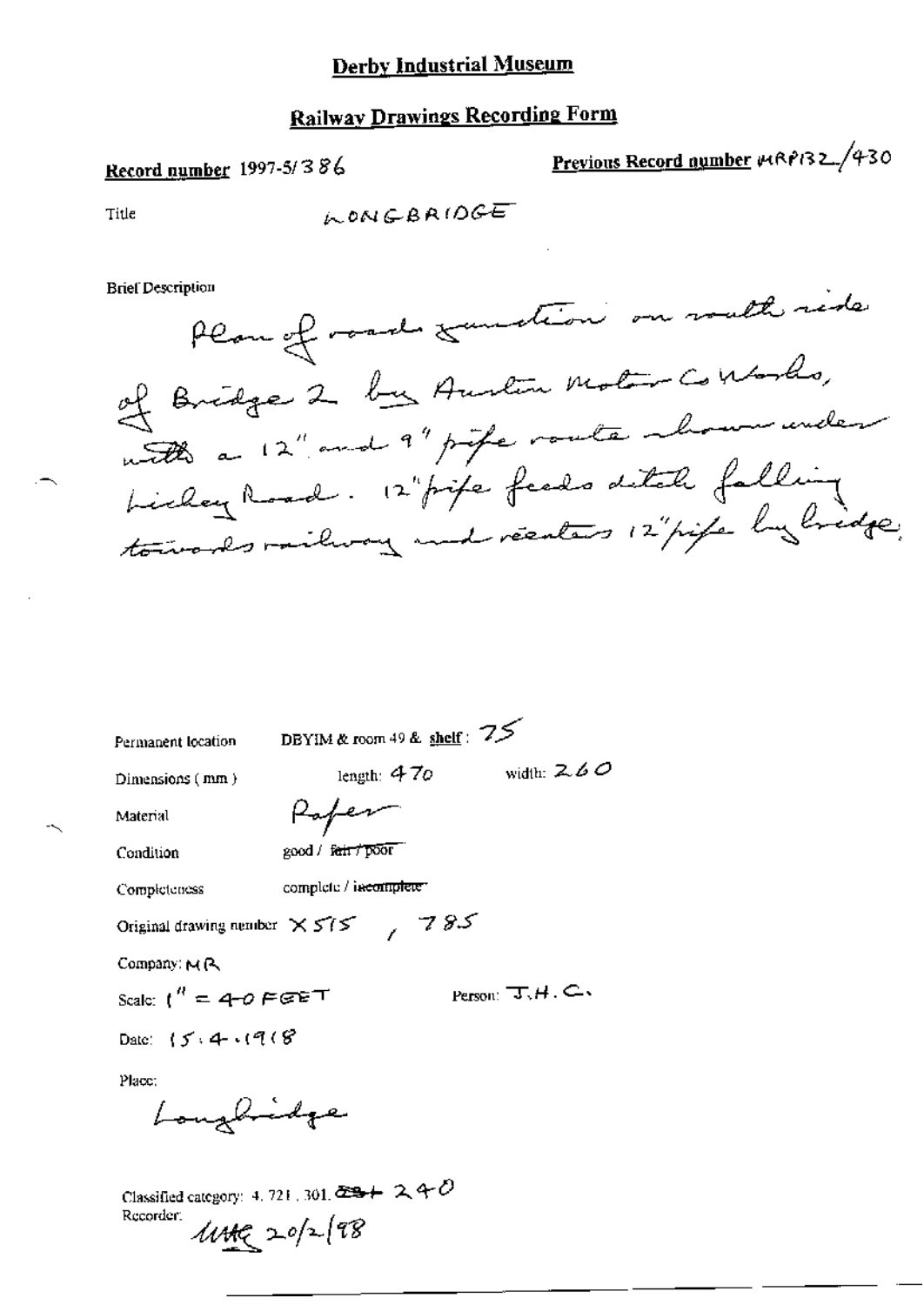# Derby Industrial Museum

## Railway Drawings Recording Form

**Record number** 1997-5/386

**Previous Record number** MRP132/430

Title LONGBRIDGE

Brief Description

Plan of road junction on south side of Bridge 2 by Austin Motor Co Works, with a 12" and 9" pipe route shown under Lickey Road. 12" pipe feeds ditch falling towards railway and reenters 12" pipe by bridge.

Permanent location DBYIM & room 49 & shelf: 75

Dimensions (mm) length: 470 width: 260

Material Paper

Condition good / ~~fair / poor~~

Completeness complete / ~~incomplete~~

Original drawing number X515, 785

Company: MR

Scale: 1" = 40 FEET

Person: J.H.C.

Date: 15.4.1918

Place:

Longbridge

Classified category: 4.721.301. ~~231~~ 240

Recorder: MAC 20/2/98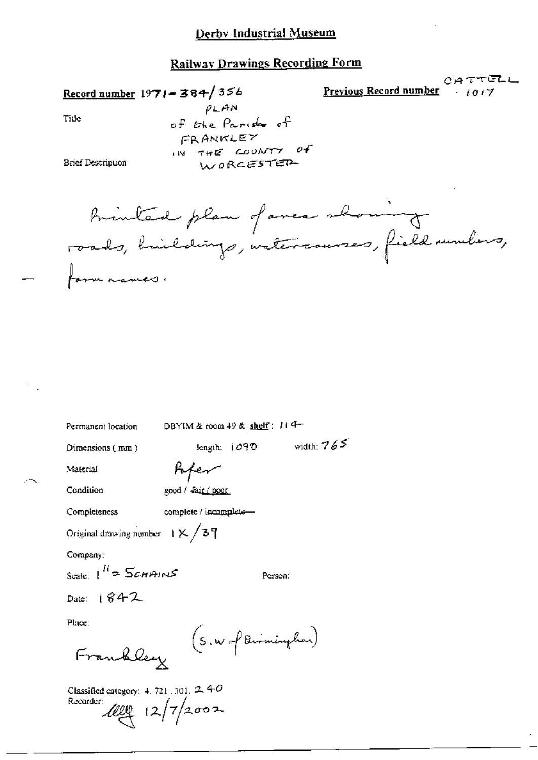# Derby Industrial Museum

## Railway Drawings Recording Form

**Record number** 1971-384/356

**Previous Record number** CATTELL 1017

Title: PLAN of the Parish of FRANKLEY IN THE COUNTY OF WORCESTER

Brief Description

Printed plan of area showing roads, buildings, watercourses, field numbers, farm names.

Permanent location: DBYIM & room 49 & **shelf**: 114

Dimensions (mm): length: 1090 width: 765

Material: Paper

Condition: good / ~~fair / poor~~

Completeness: complete / ~~incomplete~~

Original drawing number: 1X/39

Company:

Scale: 1" = 5CHAINS

Person:

Date: 1842

Place:

Frankley (S.W. of Birmingham)

Classified category: 4. 721. 301. 240

Recorder: [signature] 12/7/2002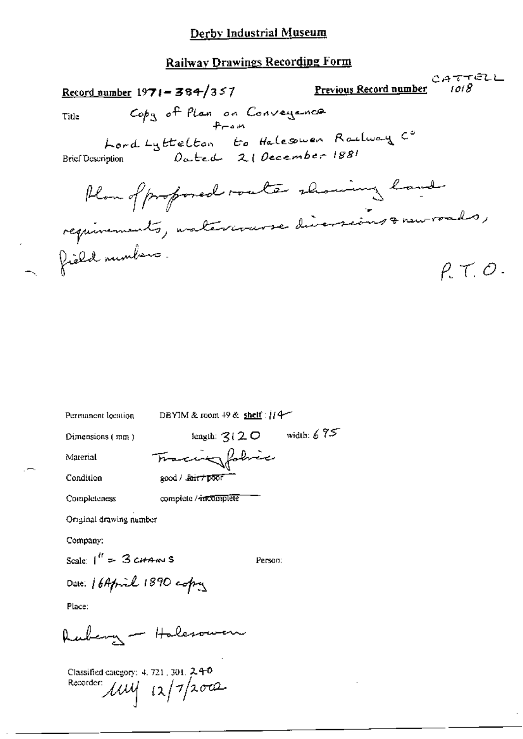# Derby Industrial Museum

## Railway Drawings Recording Form

**Record number** 1971-384/357

**Previous Record number** CATTELL 1018

Title: Copy of Plan on Conveyance from Lord Lyttelton to Halesowen Railway Co Dated 21 December 1881

Brief Description: Plan of proposed route showing land requirements, watercourse diversions & new roads, field numbers.

P.T.O.

Permanent location: DBYIM & room 49 & shelf: 114

Dimensions (mm): length: 3120 width: 695

Material: Tracing fabric

Condition: good / ~~fair / poor~~

Completeness: complete / ~~incomplete~~

Original drawing number

Company:

Scale: 1" = 3 CHAINS

Person:

Date: 16 April 1890 copy

Place:

Rubery – Halesowen

Classified category: 4. 721. 301. 240

Recorder: MY 12/7/2002